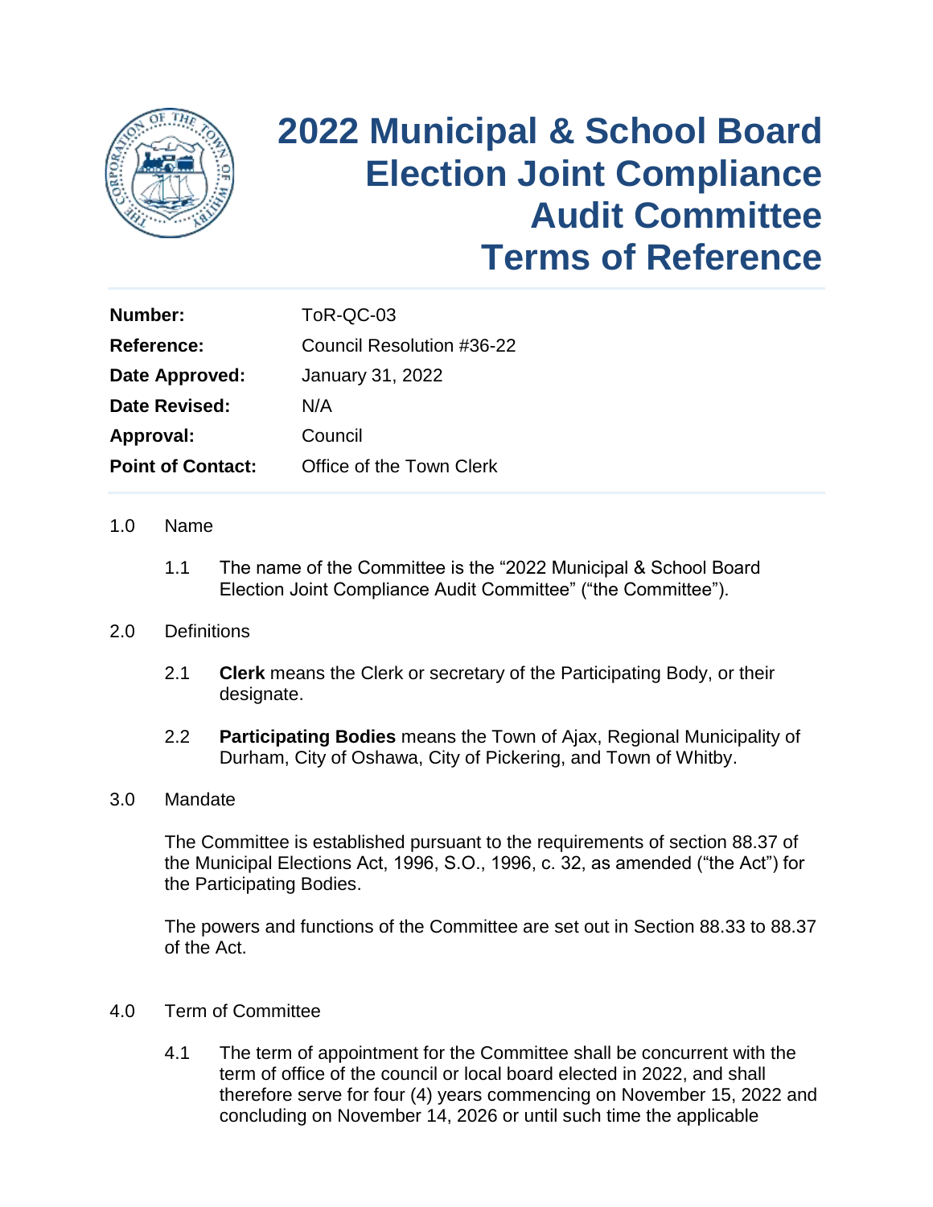# 2022 Municipal & School Board Election Joint Compliance Audit Committee Terms of Reference

| | |
|---|---|
| **Number:** | ToR-QC-03 |
| **Reference:** | Council Resolution #36-22 |
| **Date Approved:** | January 31, 2022 |
| **Date Revised:** | N/A |
| **Approval:** | Council |
| **Point of Contact:** | Office of the Town Clerk |

1.0 Name

1.1 The name of the Committee is the “2022 Municipal & School Board Election Joint Compliance Audit Committee” (“the Committee”).

2.0 Definitions

2.1 **Clerk** means the Clerk or secretary of the Participating Body, or their designate.

2.2 **Participating Bodies** means the Town of Ajax, Regional Municipality of Durham, City of Oshawa, City of Pickering, and Town of Whitby.

3.0 Mandate

The Committee is established pursuant to the requirements of section 88.37 of the Municipal Elections Act, 1996, S.O., 1996, c. 32, as amended (“the Act”) for the Participating Bodies.

The powers and functions of the Committee are set out in Section 88.33 to 88.37 of the Act.

4.0 Term of Committee

4.1 The term of appointment for the Committee shall be concurrent with the term of office of the council or local board elected in 2022, and shall therefore serve for four (4) years commencing on November 15, 2022 and concluding on November 14, 2026 or until such time the applicable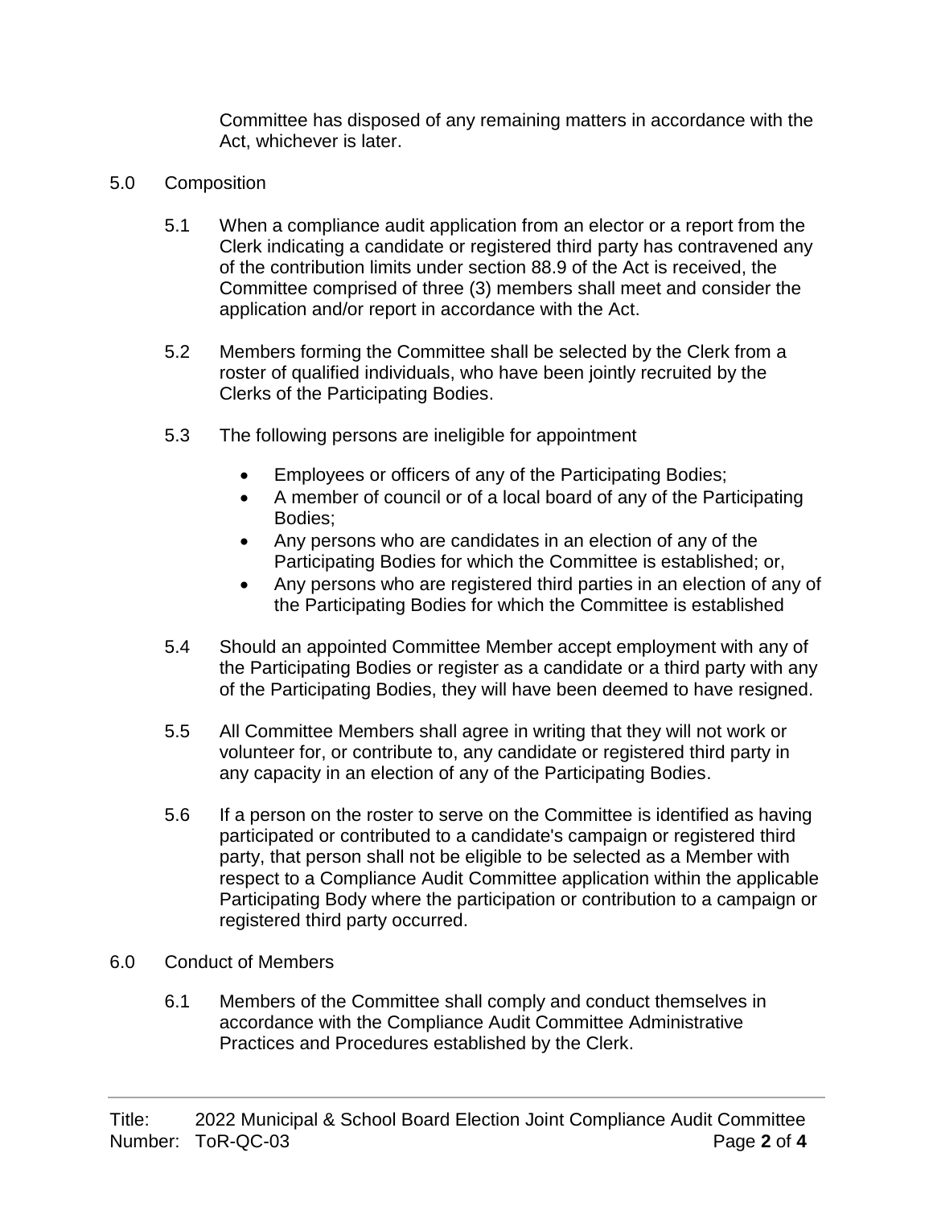Committee has disposed of any remaining matters in accordance with the Act, whichever is later.

## 5.0 Composition

5.1 When a compliance audit application from an elector or a report from the Clerk indicating a candidate or registered third party has contravened any of the contribution limits under section 88.9 of the Act is received, the Committee comprised of three (3) members shall meet and consider the application and/or report in accordance with the Act.

5.2 Members forming the Committee shall be selected by the Clerk from a roster of qualified individuals, who have been jointly recruited by the Clerks of the Participating Bodies.

5.3 The following persons are ineligible for appointment

- Employees or officers of any of the Participating Bodies;
- A member of council or of a local board of any of the Participating Bodies;
- Any persons who are candidates in an election of any of the Participating Bodies for which the Committee is established; or,
- Any persons who are registered third parties in an election of any of the Participating Bodies for which the Committee is established

5.4 Should an appointed Committee Member accept employment with any of the Participating Bodies or register as a candidate or a third party with any of the Participating Bodies, they will have been deemed to have resigned.

5.5 All Committee Members shall agree in writing that they will not work or volunteer for, or contribute to, any candidate or registered third party in any capacity in an election of any of the Participating Bodies.

5.6 If a person on the roster to serve on the Committee is identified as having participated or contributed to a candidate's campaign or registered third party, that person shall not be eligible to be selected as a Member with respect to a Compliance Audit Committee application within the applicable Participating Body where the participation or contribution to a campaign or registered third party occurred.

## 6.0 Conduct of Members

6.1 Members of the Committee shall comply and conduct themselves in accordance with the Compliance Audit Committee Administrative Practices and Procedures established by the Clerk.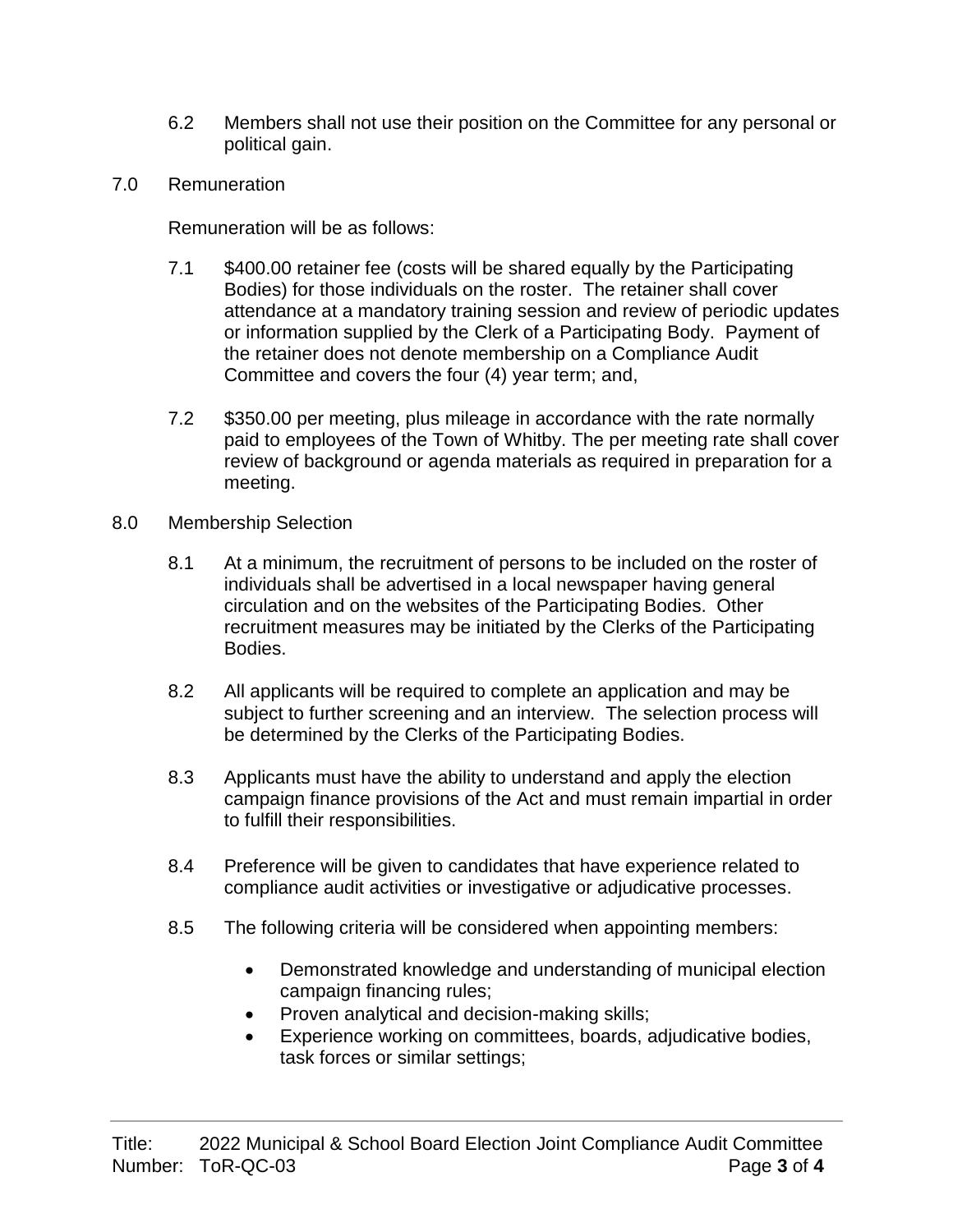6.2 Members shall not use their position on the Committee for any personal or political gain.

## 7.0 Remuneration

Remuneration will be as follows:

7.1 $400.00 retainer fee (costs will be shared equally by the Participating Bodies) for those individuals on the roster. The retainer shall cover attendance at a mandatory training session and review of periodic updates or information supplied by the Clerk of a Participating Body. Payment of the retainer does not denote membership on a Compliance Audit Committee and covers the four (4) year term; and,

7.2 $350.00 per meeting, plus mileage in accordance with the rate normally paid to employees of the Town of Whitby. The per meeting rate shall cover review of background or agenda materials as required in preparation for a meeting.

## 8.0 Membership Selection

8.1 At a minimum, the recruitment of persons to be included on the roster of individuals shall be advertised in a local newspaper having general circulation and on the websites of the Participating Bodies. Other recruitment measures may be initiated by the Clerks of the Participating Bodies.

8.2 All applicants will be required to complete an application and may be subject to further screening and an interview. The selection process will be determined by the Clerks of the Participating Bodies.

8.3 Applicants must have the ability to understand and apply the election campaign finance provisions of the Act and must remain impartial in order to fulfill their responsibilities.

8.4 Preference will be given to candidates that have experience related to compliance audit activities or investigative or adjudicative processes.

8.5 The following criteria will be considered when appointing members:

- Demonstrated knowledge and understanding of municipal election campaign financing rules;
- Proven analytical and decision-making skills;
- Experience working on committees, boards, adjudicative bodies, task forces or similar settings;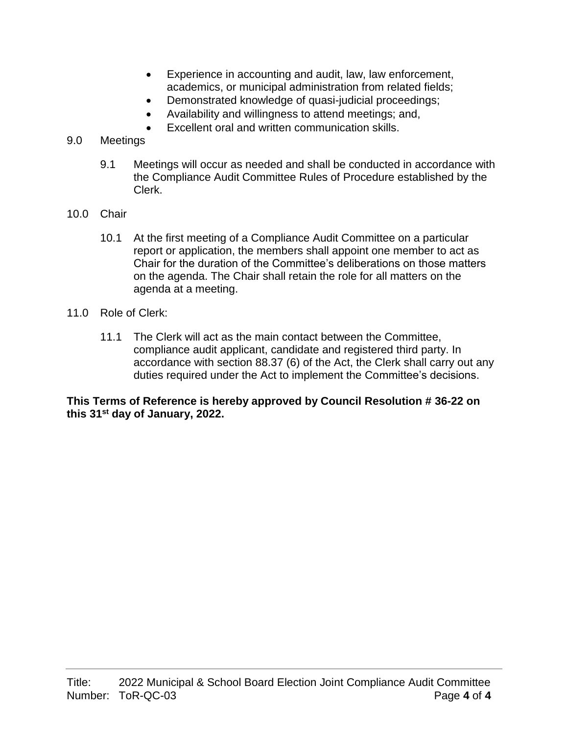- Experience in accounting and audit, law, law enforcement, academics, or municipal administration from related fields;
- Demonstrated knowledge of quasi-judicial proceedings;
- Availability and willingness to attend meetings; and,
- Excellent oral and written communication skills.

9.0 Meetings

9.1 Meetings will occur as needed and shall be conducted in accordance with the Compliance Audit Committee Rules of Procedure established by the Clerk.

10.0 Chair

10.1 At the first meeting of a Compliance Audit Committee on a particular report or application, the members shall appoint one member to act as Chair for the duration of the Committee's deliberations on those matters on the agenda. The Chair shall retain the role for all matters on the agenda at a meeting.

11.0 Role of Clerk:

11.1 The Clerk will act as the main contact between the Committee, compliance audit applicant, candidate and registered third party. In accordance with section 88.37 (6) of the Act, the Clerk shall carry out any duties required under the Act to implement the Committee's decisions.

**This Terms of Reference is hereby approved by Council Resolution # 36-22 on this 31st day of January, 2022.**